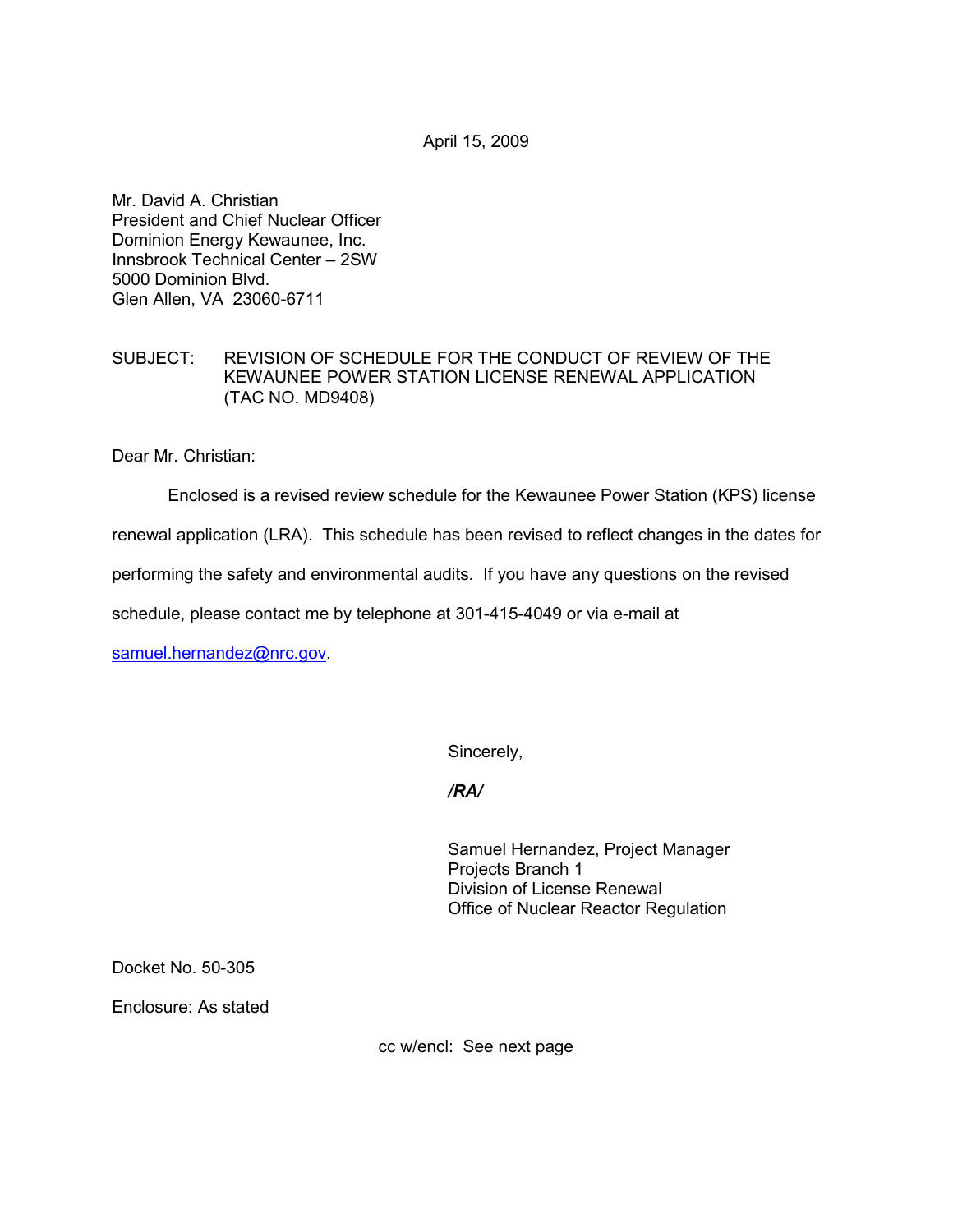April 15, 2009

Mr. David A. Christian
President and Chief Nuclear Officer
Dominion Energy Kewaunee, Inc.
Innsbrook Technical Center – 2SW
5000 Dominion Blvd.
Glen Allen, VA 23060-6711

SUBJECT: REVISION OF SCHEDULE FOR THE CONDUCT OF REVIEW OF THE KEWAUNEE POWER STATION LICENSE RENEWAL APPLICATION (TAC NO. MD9408)

Dear Mr. Christian:

Enclosed is a revised review schedule for the Kewaunee Power Station (KPS) license renewal application (LRA). This schedule has been revised to reflect changes in the dates for performing the safety and environmental audits. If you have any questions on the revised schedule, please contact me by telephone at 301-415-4049 or via e-mail at samuel.hernandez@nrc.gov.

Sincerely,

*/RA/*

Samuel Hernandez, Project Manager
Projects Branch 1
Division of License Renewal
Office of Nuclear Reactor Regulation

Docket No. 50-305

Enclosure: As stated

cc w/encl: See next page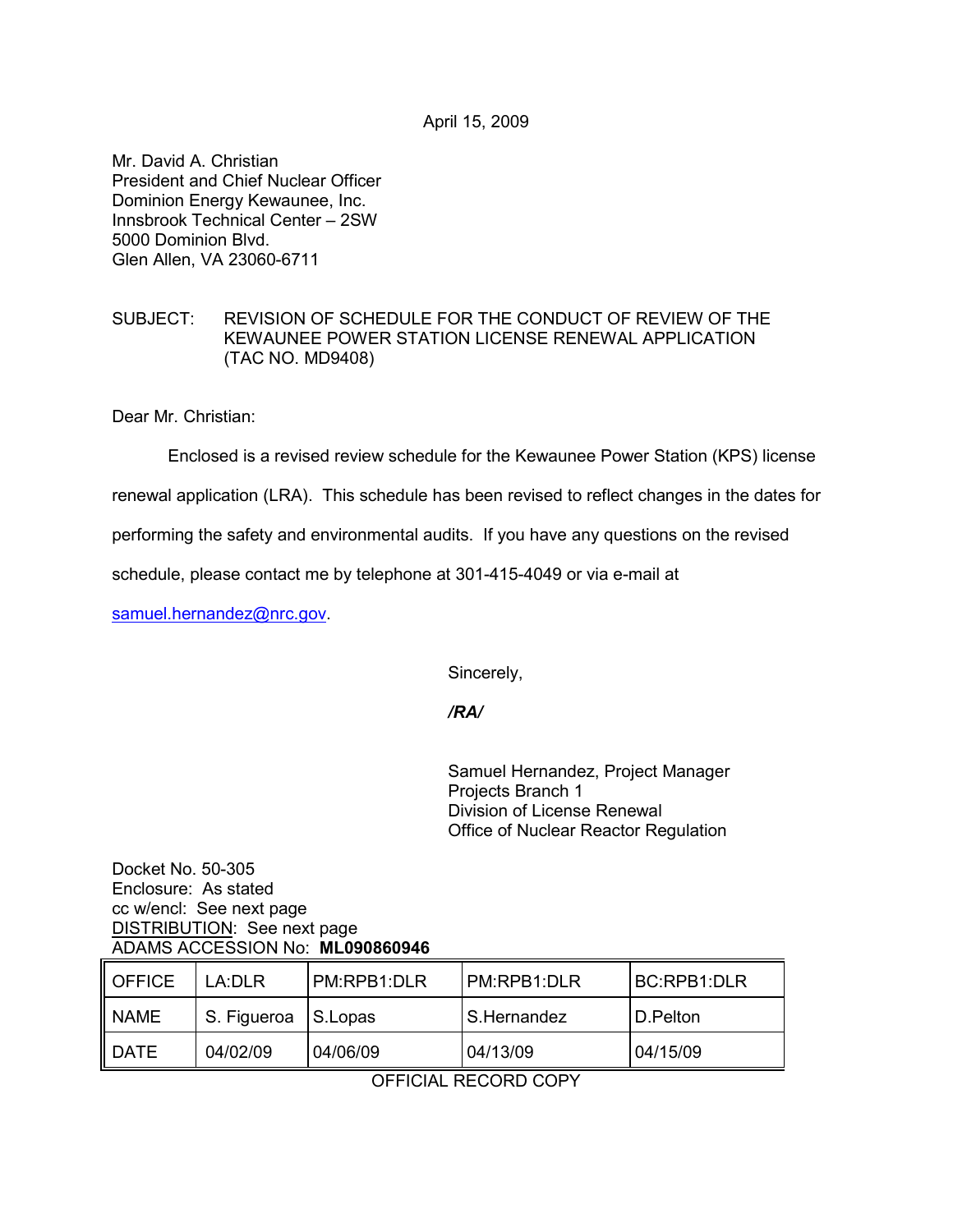April 15, 2009

Mr. David A. Christian
President and Chief Nuclear Officer
Dominion Energy Kewaunee, Inc.
Innsbrook Technical Center – 2SW
5000 Dominion Blvd.
Glen Allen, VA 23060-6711

SUBJECT: REVISION OF SCHEDULE FOR THE CONDUCT OF REVIEW OF THE KEWAUNEE POWER STATION LICENSE RENEWAL APPLICATION (TAC NO. MD9408)

Dear Mr. Christian:

Enclosed is a revised review schedule for the Kewaunee Power Station (KPS) license renewal application (LRA). This schedule has been revised to reflect changes in the dates for performing the safety and environmental audits. If you have any questions on the revised schedule, please contact me by telephone at 301-415-4049 or via e-mail at samuel.hernandez@nrc.gov.

Sincerely,

*/RA/*

Samuel Hernandez, Project Manager
Projects Branch 1
Division of License Renewal
Office of Nuclear Reactor Regulation

Docket No. 50-305
Enclosure: As stated
cc w/encl: See next page
DISTRIBUTION: See next page
ADAMS ACCESSION No: **ML090860946**

| OFFICE | LA:DLR | PM:RPB1:DLR | PM:RPB1:DLR | BC:RPB1:DLR |
|---|---|---|---|---|
| NAME | S. Figueroa | S.Lopas | S.Hernandez | D.Pelton |
| DATE | 04/02/09 | 04/06/09 | 04/13/09 | 04/15/09 |

OFFICIAL RECORD COPY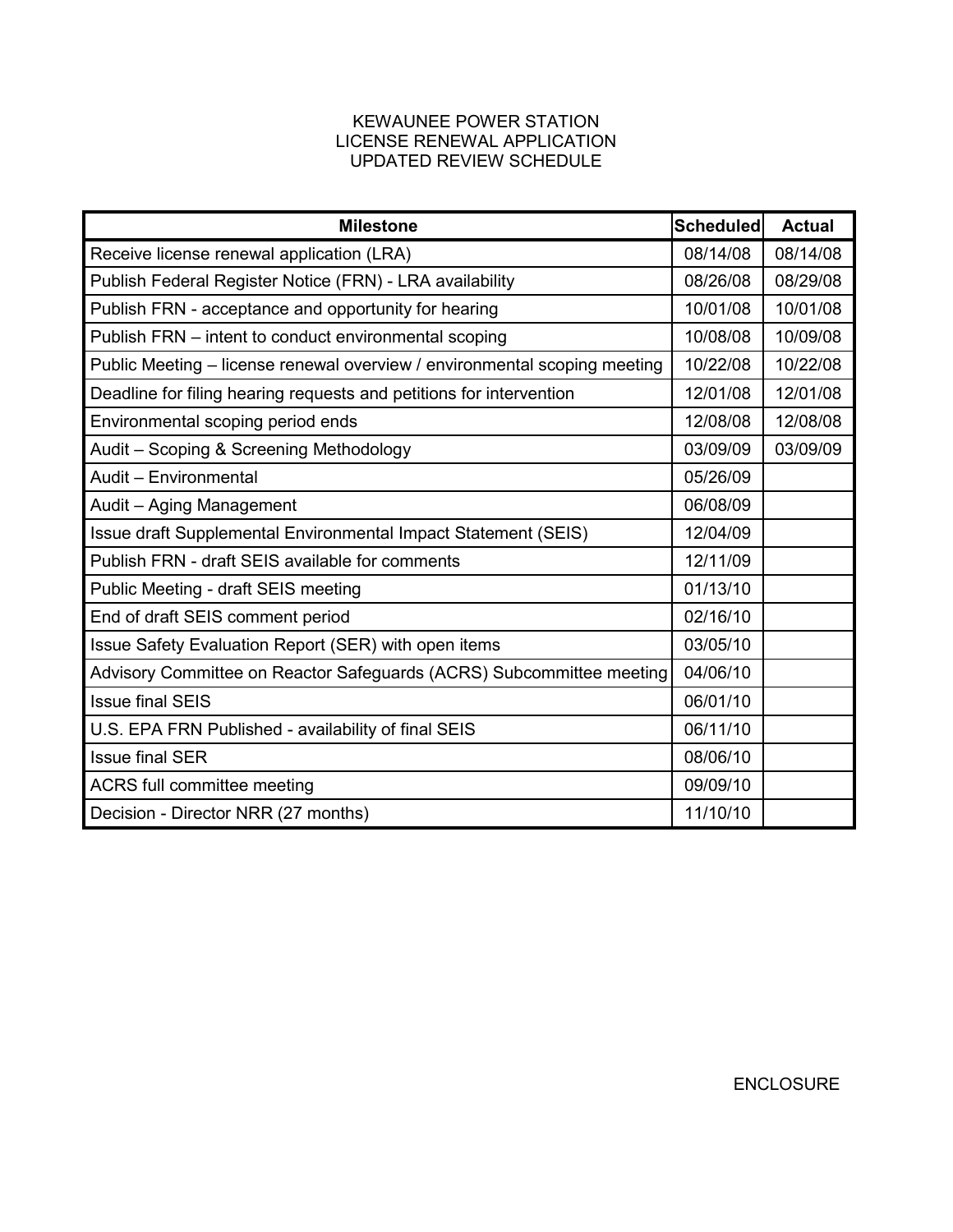KEWAUNEE POWER STATION
LICENSE RENEWAL APPLICATION
UPDATED REVIEW SCHEDULE

| Milestone | Scheduled | Actual |
| --- | --- | --- |
| Receive license renewal application (LRA) | 08/14/08 | 08/14/08 |
| Publish Federal Register Notice (FRN) - LRA availability | 08/26/08 | 08/29/08 |
| Publish FRN - acceptance and opportunity for hearing | 10/01/08 | 10/01/08 |
| Publish FRN – intent to conduct environmental scoping | 10/08/08 | 10/09/08 |
| Public Meeting – license renewal overview / environmental scoping meeting | 10/22/08 | 10/22/08 |
| Deadline for filing hearing requests and petitions for intervention | 12/01/08 | 12/01/08 |
| Environmental scoping period ends | 12/08/08 | 12/08/08 |
| Audit – Scoping & Screening Methodology | 03/09/09 | 03/09/09 |
| Audit – Environmental | 05/26/09 | |
| Audit – Aging Management | 06/08/09 | |
| Issue draft Supplemental Environmental Impact Statement (SEIS) | 12/04/09 | |
| Publish FRN - draft SEIS available for comments | 12/11/09 | |
| Public Meeting - draft SEIS meeting | 01/13/10 | |
| End of draft SEIS comment period | 02/16/10 | |
| Issue Safety Evaluation Report (SER) with open items | 03/05/10 | |
| Advisory Committee on Reactor Safeguards (ACRS) Subcommittee meeting | 04/06/10 | |
| Issue final SEIS | 06/01/10 | |
| U.S. EPA FRN Published - availability of final SEIS | 06/11/10 | |
| Issue final SER | 08/06/10 | |
| ACRS full committee meeting | 09/09/10 | |
| Decision - Director NRR (27 months) | 11/10/10 | |

ENCLOSURE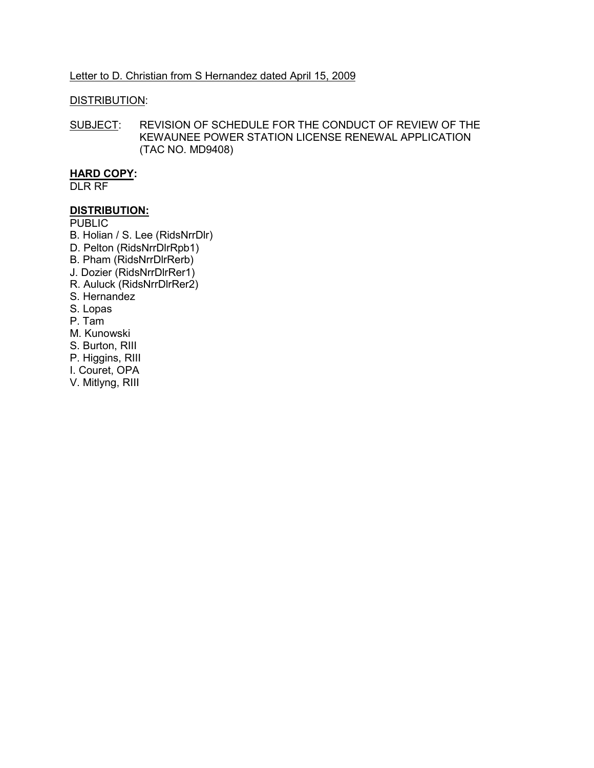Letter to D. Christian from S Hernandez dated April 15, 2009

DISTRIBUTION:

SUBJECT: REVISION OF SCHEDULE FOR THE CONDUCT OF REVIEW OF THE KEWAUNEE POWER STATION LICENSE RENEWAL APPLICATION (TAC NO. MD9408)

**HARD COPY:**
DLR RF

**DISTRIBUTION:**
PUBLIC
B. Holian / S. Lee (RidsNrrDlr)
D. Pelton (RidsNrrDlrRpb1)
B. Pham (RidsNrrDlrRerb)
J. Dozier (RidsNrrDlrRer1)
R. Auluck (RidsNrrDlrRer2)
S. Hernandez
S. Lopas
P. Tam
M. Kunowski
S. Burton, RIII
P. Higgins, RIII
I. Couret, OPA
V. Mitlyng, RIII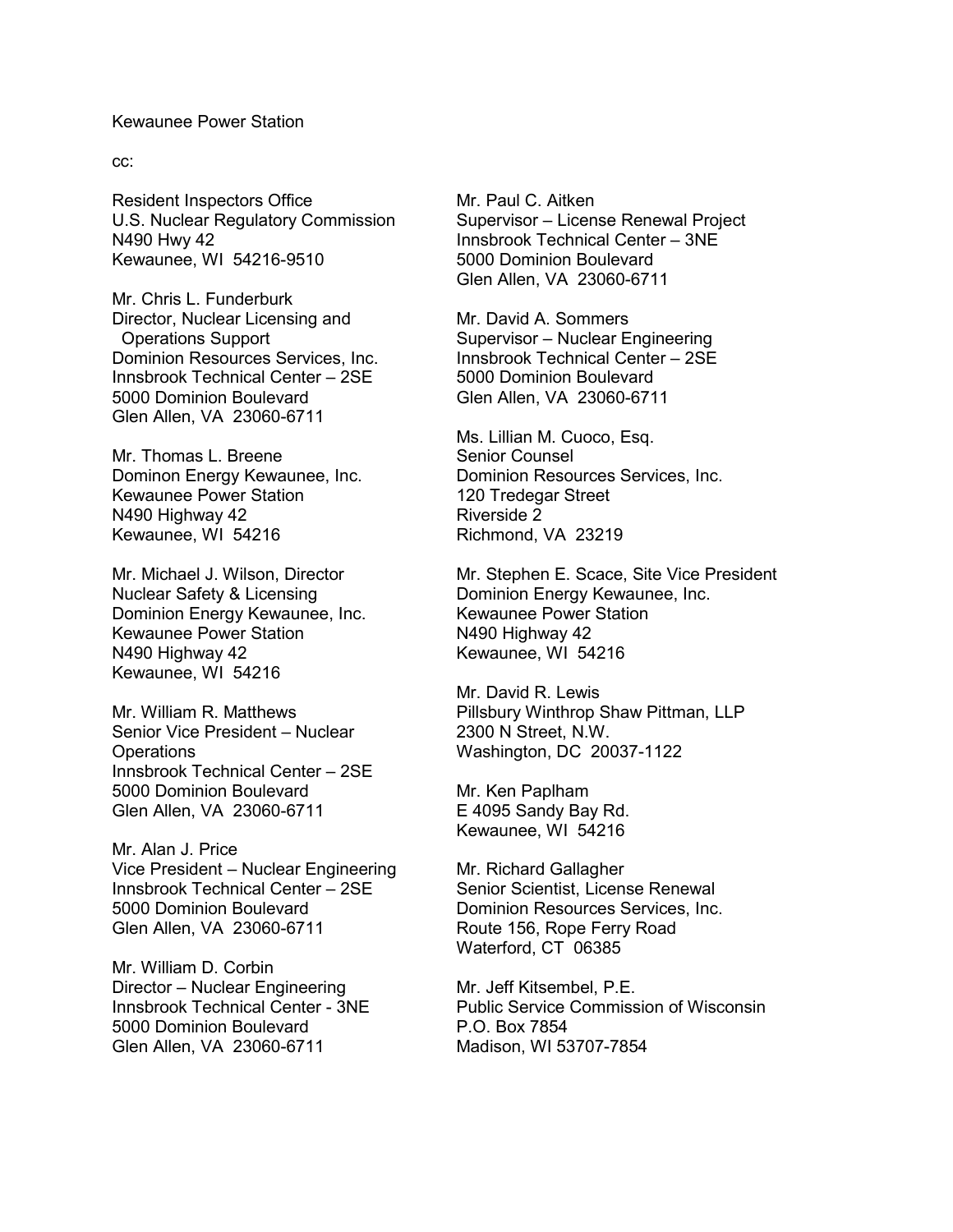Kewaunee Power Station

cc:

Resident Inspectors Office
U.S. Nuclear Regulatory Commission
N490 Hwy 42
Kewaunee, WI 54216-9510

Mr. Chris L. Funderburk
Director, Nuclear Licensing and
Operations Support
Dominion Resources Services, Inc.
Innsbrook Technical Center – 2SE
5000 Dominion Boulevard
Glen Allen, VA 23060-6711

Mr. Thomas L. Breene
Dominon Energy Kewaunee, Inc.
Kewaunee Power Station
N490 Highway 42
Kewaunee, WI 54216

Mr. Michael J. Wilson, Director
Nuclear Safety & Licensing
Dominion Energy Kewaunee, Inc.
Kewaunee Power Station
N490 Highway 42
Kewaunee, WI 54216

Mr. William R. Matthews
Senior Vice President – Nuclear
Operations
Innsbrook Technical Center – 2SE
5000 Dominion Boulevard
Glen Allen, VA 23060-6711

Mr. Alan J. Price
Vice President – Nuclear Engineering
Innsbrook Technical Center – 2SE
5000 Dominion Boulevard
Glen Allen, VA 23060-6711

Mr. William D. Corbin
Director – Nuclear Engineering
Innsbrook Technical Center - 3NE
5000 Dominion Boulevard
Glen Allen, VA 23060-6711

Mr. Paul C. Aitken
Supervisor – License Renewal Project
Innsbrook Technical Center – 3NE
5000 Dominion Boulevard
Glen Allen, VA 23060-6711

Mr. David A. Sommers
Supervisor – Nuclear Engineering
Innsbrook Technical Center – 2SE
5000 Dominion Boulevard
Glen Allen, VA 23060-6711

Ms. Lillian M. Cuoco, Esq.
Senior Counsel
Dominion Resources Services, Inc.
120 Tredegar Street
Riverside 2
Richmond, VA 23219

Mr. Stephen E. Scace, Site Vice President
Dominion Energy Kewaunee, Inc.
Kewaunee Power Station
N490 Highway 42
Kewaunee, WI 54216

Mr. David R. Lewis
Pillsbury Winthrop Shaw Pittman, LLP
2300 N Street, N.W.
Washington, DC 20037-1122

Mr. Ken Paplham
E 4095 Sandy Bay Rd.
Kewaunee, WI 54216

Mr. Richard Gallagher
Senior Scientist, License Renewal
Dominion Resources Services, Inc.
Route 156, Rope Ferry Road
Waterford, CT 06385

Mr. Jeff Kitsembel, P.E.
Public Service Commission of Wisconsin
P.O. Box 7854
Madison, WI 53707-7854